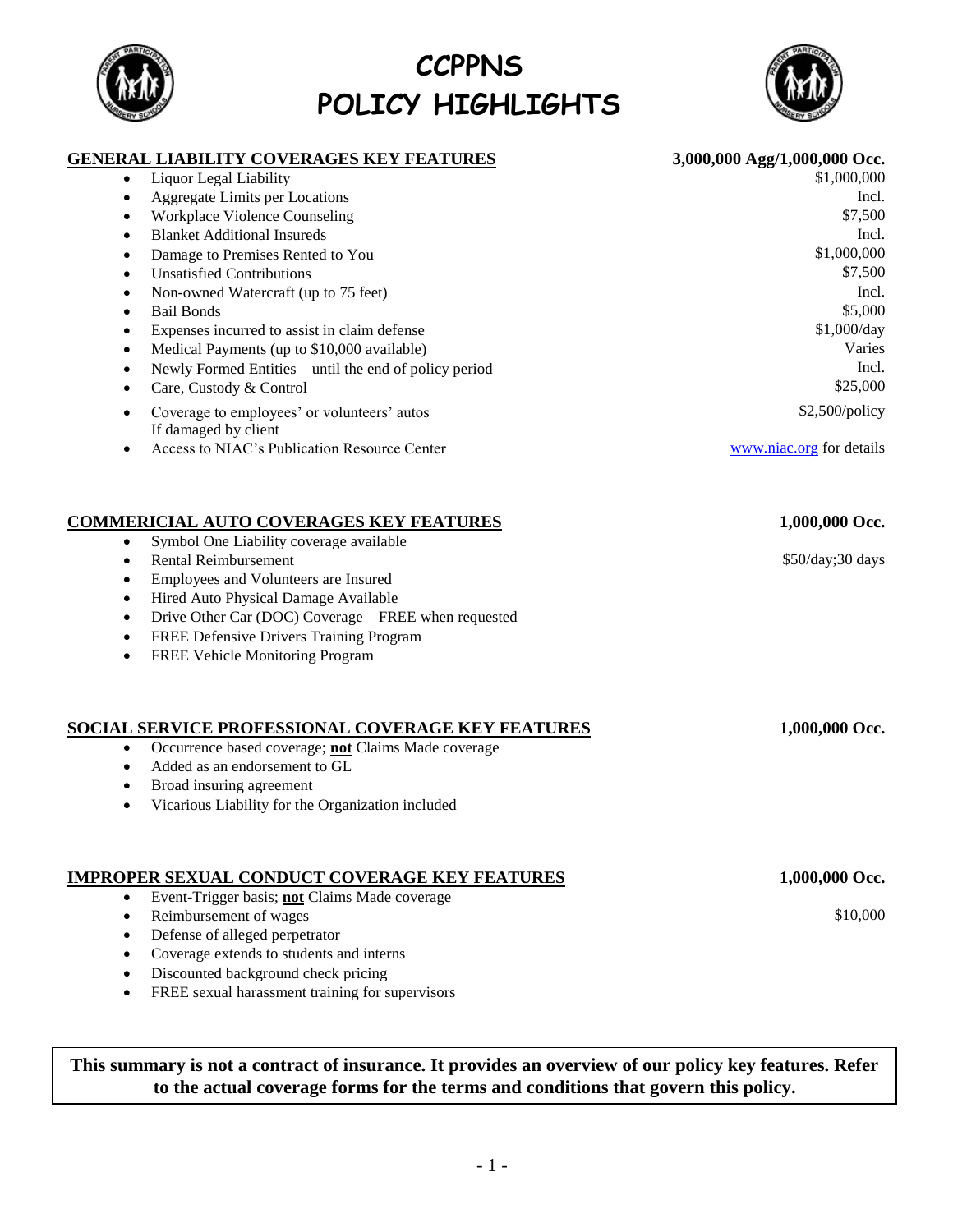# CCPPNS POLICY HIGHLIGHTS

| **GENERAL LIABILITY COVERAGES KEY FEATURES** | **3,000,000 Agg/1,000,000 Occ.** |
|---|---|
| • Liquor Legal Liability | $1,000,000 |
| • Aggregate Limits per Locations | Incl. |
| • Workplace Violence Counseling | $7,500 |
| • Blanket Additional Insureds | Incl. |
| • Damage to Premises Rented to You | $1,000,000 |
| • Unsatisfied Contributions | $7,500 |
| • Non-owned Watercraft (up to 75 feet) | Incl. |
| • Bail Bonds | $5,000 |
| • Expenses incurred to assist in claim defense | $1,000/day |
| • Medical Payments (up to $10,000 available) | Varies |
| • Newly Formed Entities – until the end of policy period | Incl. |
| • Care, Custody & Control | $25,000 |
| • Coverage to employees' or volunteers' autos If damaged by client | $2,500/policy |
| • Access to NIAC's Publication Resource Center | www.niac.org for details |

| **COMMERICIAL AUTO COVERAGES KEY FEATURES** | **1,000,000 Occ.** |
|---|---|
| • Symbol One Liability coverage available | |
| • Rental Reimbursement | $50/day;30 days |
| • Employees and Volunteers are Insured | |
| • Hired Auto Physical Damage Available | |
| • Drive Other Car (DOC) Coverage – FREE when requested | |
| • FREE Defensive Drivers Training Program | |
| • FREE Vehicle Monitoring Program | |

| **SOCIAL SERVICE PROFESSIONAL COVERAGE KEY FEATURES** | **1,000,000 Occ.** |
|---|---|
| • Occurrence based coverage; **not** Claims Made coverage | |
| • Added as an endorsement to GL | |
| • Broad insuring agreement | |
| • Vicarious Liability for the Organization included | |

| **IMPROPER SEXUAL CONDUCT COVERAGE KEY FEATURES** | **1,000,000 Occ.** |
|---|---|
| • Event-Trigger basis; **not** Claims Made coverage | |
| • Reimbursement of wages | $10,000 |
| • Defense of alleged perpetrator | |
| • Coverage extends to students and interns | |
| • Discounted background check pricing | |
| • FREE sexual harassment training for supervisors | |

**This summary is not a contract of insurance. It provides an overview of our policy key features. Refer to the actual coverage forms for the terms and conditions that govern this policy.**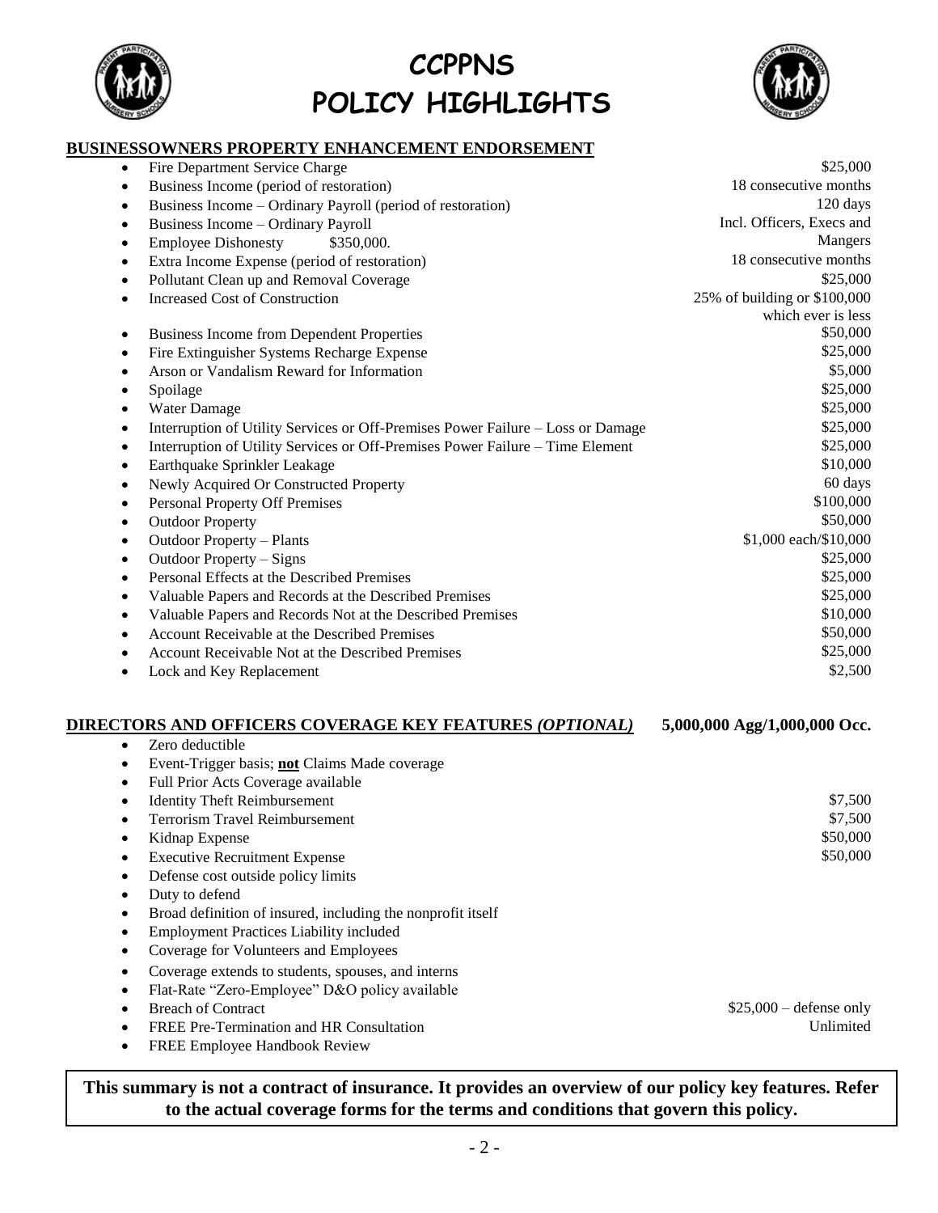# CCPPNS POLICY HIGHLIGHTS

## BUSINESSOWNERS PROPERTY ENHANCEMENT ENDORSEMENT

| | |
|---|---|
| • Fire Department Service Charge | $25,000 |
| • Business Income (period of restoration) | 18 consecutive months |
| • Business Income – Ordinary Payroll (period of restoration) | 120 days |
| • Business Income – Ordinary Payroll | Incl. Officers, Execs and Mangers |
| • Employee Dishonesty $350,000. | |
| • Extra Income Expense (period of restoration) | 18 consecutive months |
| • Pollutant Clean up and Removal Coverage | $25,000 |
| • Increased Cost of Construction | 25% of building or $100,000 which ever is less |
| • Business Income from Dependent Properties | $50,000 |
| • Fire Extinguisher Systems Recharge Expense | $25,000 |
| • Arson or Vandalism Reward for Information | $5,000 |
| • Spoilage | $25,000 |
| • Water Damage | $25,000 |
| • Interruption of Utility Services or Off-Premises Power Failure – Loss or Damage | $25,000 |
| • Interruption of Utility Services or Off-Premises Power Failure – Time Element | $25,000 |
| • Earthquake Sprinkler Leakage | $10,000 |
| • Newly Acquired Or Constructed Property | 60 days |
| • Personal Property Off Premises | $100,000 |
| • Outdoor Property | $50,000 |
| • Outdoor Property – Plants | $1,000 each/$10,000 |
| • Outdoor Property – Signs | $25,000 |
| • Personal Effects at the Described Premises | $25,000 |
| • Valuable Papers and Records at the Described Premises | $25,000 |
| • Valuable Papers and Records Not at the Described Premises | $10,000 |
| • Account Receivable at the Described Premises | $50,000 |
| • Account Receivable Not at the Described Premises | $25,000 |
| • Lock and Key Replacement | $2,500 |

## DIRECTORS AND OFFICERS COVERAGE KEY FEATURES *(OPTIONAL)* 5,000,000 Agg/1,000,000 Occ.

| | |
|---|---|
| • Zero deductible | |
| • Event-Trigger basis; **not** Claims Made coverage | |
| • Full Prior Acts Coverage available | |
| • Identity Theft Reimbursement | $7,500 |
| • Terrorism Travel Reimbursement | $7,500 |
| • Kidnap Expense | $50,000 |
| • Executive Recruitment Expense | $50,000 |
| • Defense cost outside policy limits | |
| • Duty to defend | |
| • Broad definition of insured, including the nonprofit itself | |
| • Employment Practices Liability included | |
| • Coverage for Volunteers and Employees | |
| • Coverage extends to students, spouses, and interns | |
| • Flat-Rate "Zero-Employee" D&O policy available | |
| • Breach of Contract | $25,000 – defense only |
| • FREE Pre-Termination and HR Consultation | Unlimited |
| • FREE Employee Handbook Review | |

**This summary is not a contract of insurance. It provides an overview of our policy key features. Refer to the actual coverage forms for the terms and conditions that govern this policy.**